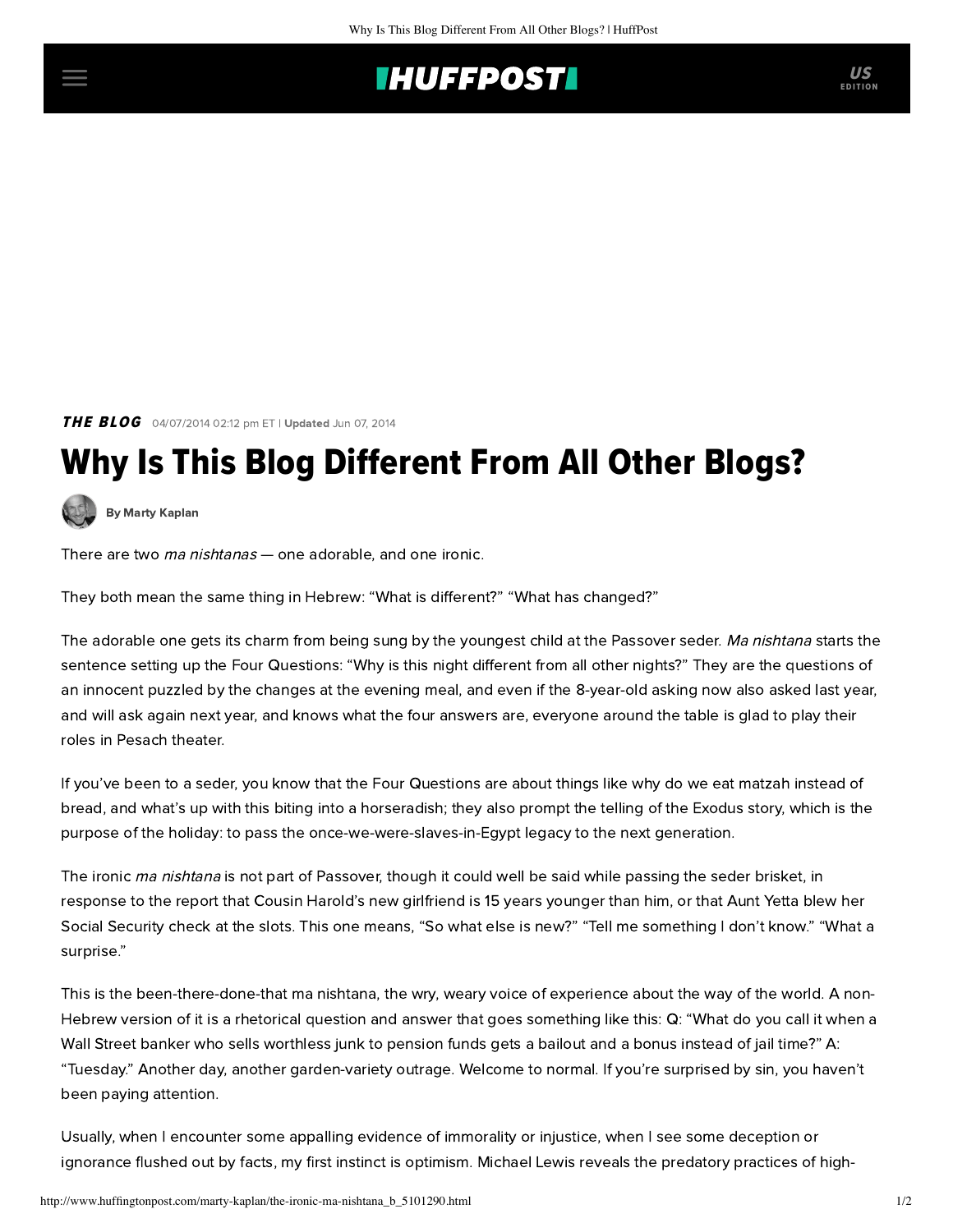**THE BLOG** 04/07/2014 02:12 pm ET | **Updated** Jun 07, 2014

# Why Is This Blog Different From All Other Blogs?

By Marty Kaplan

There are two *ma nishtanas* — one adorable, and one ironic.

They both mean the same thing in Hebrew: "What is different?" "What has changed?"

The adorable one gets its charm from being sung by the youngest child at the Passover seder. *Ma nishtana* starts the sentence setting up the Four Questions: "Why is this night different from all other nights?" They are the questions of an innocent puzzled by the changes at the evening meal, and even if the 8-year-old asking now also asked last year, and will ask again next year, and knows what the four answers are, everyone around the table is glad to play their roles in Pesach theater.

If you've been to a seder, you know that the Four Questions are about things like why do we eat matzah instead of bread, and what's up with this biting into a horseradish; they also prompt the telling of the Exodus story, which is the purpose of the holiday: to pass the once-we-were-slaves-in-Egypt legacy to the next generation.

The ironic *ma nishtana* is not part of Passover, though it could well be said while passing the seder brisket, in response to the report that Cousin Harold's new girlfriend is 15 years younger than him, or that Aunt Yetta blew her Social Security check at the slots. This one means, "So what else is new?" "Tell me something I don't know." "What a surprise."

This is the been-there-done-that ma nishtana, the wry, weary voice of experience about the way of the world. A non-Hebrew version of it is a rhetorical question and answer that goes something like this: Q: "What do you call it when a Wall Street banker who sells worthless junk to pension funds gets a bailout and a bonus instead of jail time?" A: "Tuesday." Another day, another garden-variety outrage. Welcome to normal. If you're surprised by sin, you haven't been paying attention.

Usually, when I encounter some appalling evidence of immorality or injustice, when I see some deception or ignorance flushed out by facts, my first instinct is optimism. Michael Lewis reveals the predatory practices of high-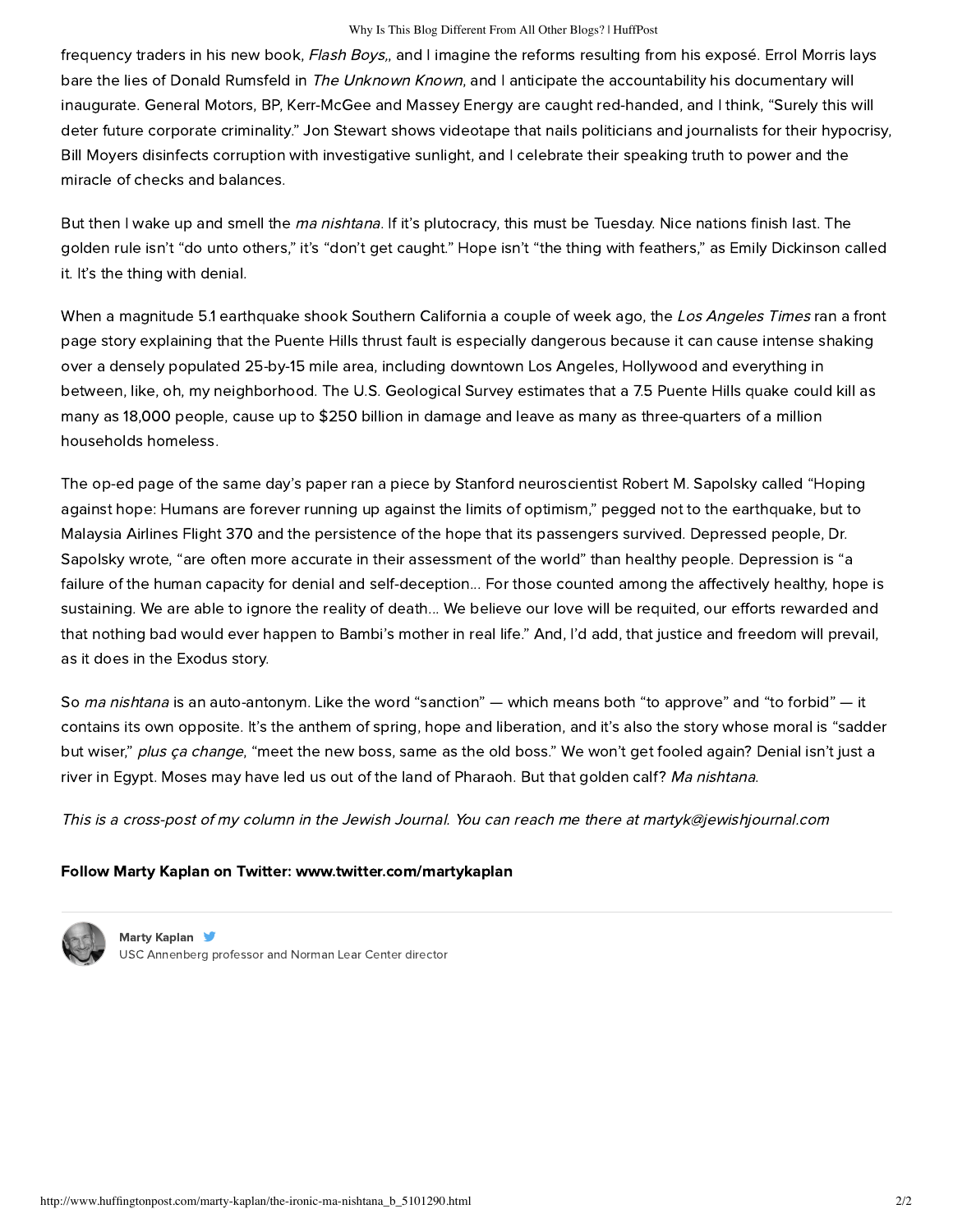frequency traders in his new book, *Flash Boys,*, and I imagine the reforms resulting from his exposé. Errol Morris lays bare the lies of Donald Rumsfeld in *The Unknown Known*, and I anticipate the accountability his documentary will inaugurate. General Motors, BP, Kerr-McGee and Massey Energy are caught red-handed, and I think, "Surely this will deter future corporate criminality." Jon Stewart shows videotape that nails politicians and journalists for their hypocrisy, Bill Moyers disinfects corruption with investigative sunlight, and I celebrate their speaking truth to power and the miracle of checks and balances.

But then I wake up and smell the *ma nishtana*. If it's plutocracy, this must be Tuesday. Nice nations finish last. The golden rule isn't "do unto others," it's "don't get caught." Hope isn't "the thing with feathers," as Emily Dickinson called it. It's the thing with denial.

When a magnitude 5.1 earthquake shook Southern California a couple of week ago, the *Los Angeles Times* ran a front page story explaining that the Puente Hills thrust fault is especially dangerous because it can cause intense shaking over a densely populated 25-by-15 mile area, including downtown Los Angeles, Hollywood and everything in between, like, oh, my neighborhood. The U.S. Geological Survey estimates that a 7.5 Puente Hills quake could kill as many as 18,000 people, cause up to $250 billion in damage and leave as many as three-quarters of a million households homeless.

The op-ed page of the same day's paper ran a piece by Stanford neuroscientist Robert M. Sapolsky called "Hoping against hope: Humans are forever running up against the limits of optimism," pegged not to the earthquake, but to Malaysia Airlines Flight 370 and the persistence of the hope that its passengers survived. Depressed people, Dr. Sapolsky wrote, "are often more accurate in their assessment of the world" than healthy people. Depression is "a failure of the human capacity for denial and self-deception... For those counted among the affectively healthy, hope is sustaining. We are able to ignore the reality of death... We believe our love will be requited, our efforts rewarded and that nothing bad would ever happen to Bambi's mother in real life." And, I'd add, that justice and freedom will prevail, as it does in the Exodus story.

So *ma nishtana* is an auto-antonym. Like the word "sanction" — which means both "to approve" and "to forbid" — it contains its own opposite. It's the anthem of spring, hope and liberation, and it's also the story whose moral is "sadder but wiser," *plus ça change*, "meet the new boss, same as the old boss." We won't get fooled again? Denial isn't just a river in Egypt. Moses may have led us out of the land of Pharaoh. But that golden calf? *Ma nishtana*.

*This is a cross-post of my column in the Jewish Journal. You can reach me there at martyk@jewishjournal.com*

**Follow Marty Kaplan on Twitter: www.twitter.com/martykaplan**

**Marty Kaplan**
USC Annenberg professor and Norman Lear Center director